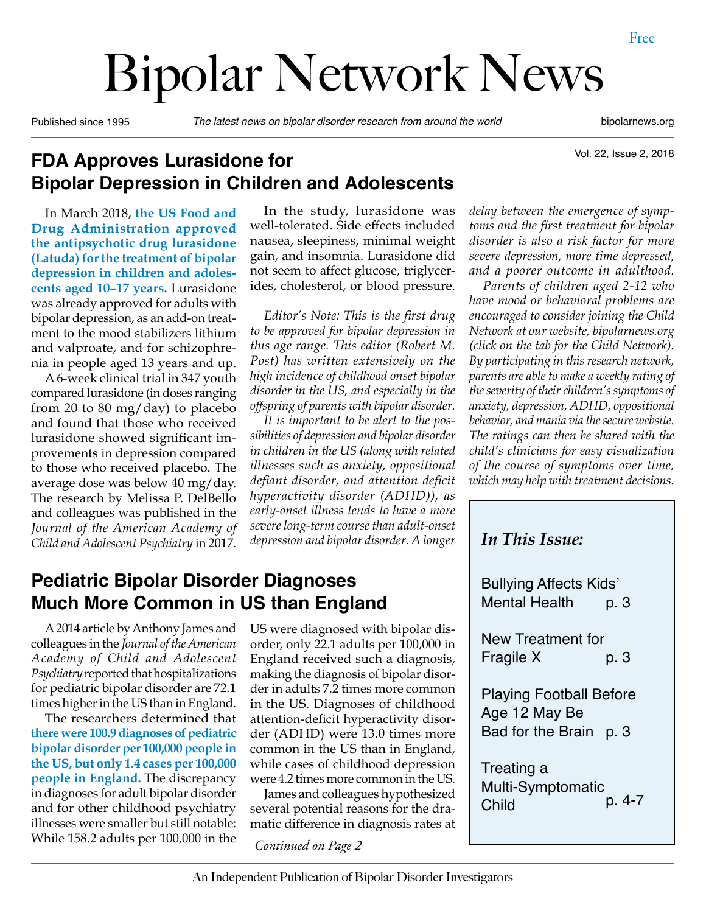Free

# Bipolar Network News

Published since 1995 | *The latest news on bipolar disorder research from around the world* | bipolarnews.org

Vol. 22, Issue 2, 2018

## FDA Approves Lurasidone for Bipolar Depression in Children and Adolescents

In March 2018, **the US Food and Drug Administration approved the antipsychotic drug lurasidone (Latuda) for the treatment of bipolar depression in children and adolescents aged 10–17 years.** Lurasidone was already approved for adults with bipolar depression, as an add-on treatment to the mood stabilizers lithium and valproate, and for schizophrenia in people aged 13 years and up.

A 6-week clinical trial in 347 youth compared lurasidone (in doses ranging from 20 to 80 mg/day) to placebo and found that those who received lurasidone showed significant improvements in depression compared to those who received placebo. The average dose was below 40 mg/day. The research by Melissa P. DelBello and colleagues was published in the *Journal of the American Academy of Child and Adolescent Psychiatry* in 2017.

In the study, lurasidone was well-tolerated. Side effects included nausea, sleepiness, minimal weight gain, and insomnia. Lurasidone did not seem to affect glucose, triglycerides, cholesterol, or blood pressure.

*Editor's Note: This is the first drug to be approved for bipolar depression in this age range. This editor (Robert M. Post) has written extensively on the high incidence of childhood onset bipolar disorder in the US, and especially in the offspring of parents with bipolar disorder.*

*It is important to be alert to the possibilities of depression and bipolar disorder in children in the US (along with related illnesses such as anxiety, oppositional defiant disorder, and attention deficit hyperactivity disorder (ADHD)), as early-onset illness tends to have a more severe long-term course than adult-onset depression and bipolar disorder. A longer delay between the emergence of symptoms and the first treatment for bipolar disorder is also a risk factor for more severe depression, more time depressed, and a poorer outcome in adulthood.*

*Parents of children aged 2-12 who have mood or behavioral problems are encouraged to consider joining the Child Network at our website, bipolarnews.org (click on the tab for the Child Network). By participating in this research network, parents are able to make a weekly rating of the severity of their children's symptoms of anxiety, depression, ADHD, oppositional behavior, and mania via the secure website. The ratings can then be shared with the child's clinicians for easy visualization of the course of symptoms over time, which may help with treatment decisions.*

## Pediatric Bipolar Disorder Diagnoses Much More Common in US than England

A 2014 article by Anthony James and colleagues in the *Journal of the American Academy of Child and Adolescent Psychiatry* reported that hospitalizations for pediatric bipolar disorder are 72.1 times higher in the US than in England.

The researchers determined that **there were 100.9 diagnoses of pediatric bipolar disorder per 100,000 people in the US, but only 1.4 cases per 100,000 people in England.** The discrepancy in diagnoses for adult bipolar disorder and for other childhood psychiatry illnesses were smaller but still notable: While 158.2 adults per 100,000 in the US were diagnosed with bipolar disorder, only 22.1 adults per 100,000 in England received such a diagnosis, making the diagnosis of bipolar disorder in adults 7.2 times more common in the US. Diagnoses of childhood attention-deficit hyperactivity disorder (ADHD) were 13.0 times more common in the US than in England, while cases of childhood depression were 4.2 times more common in the US.

James and colleagues hypothesized several potential reasons for the dramatic difference in diagnosis rates at

*Continued on Page 2*

### *In This Issue:*

- Bullying Affects Kids' Mental Health — p. 3
- New Treatment for Fragile X — p. 3
- Playing Football Before Age 12 May Be Bad for the Brain — p. 3
- Treating a Multi-Symptomatic Child — p. 4-7

An Independent Publication of Bipolar Disorder Investigators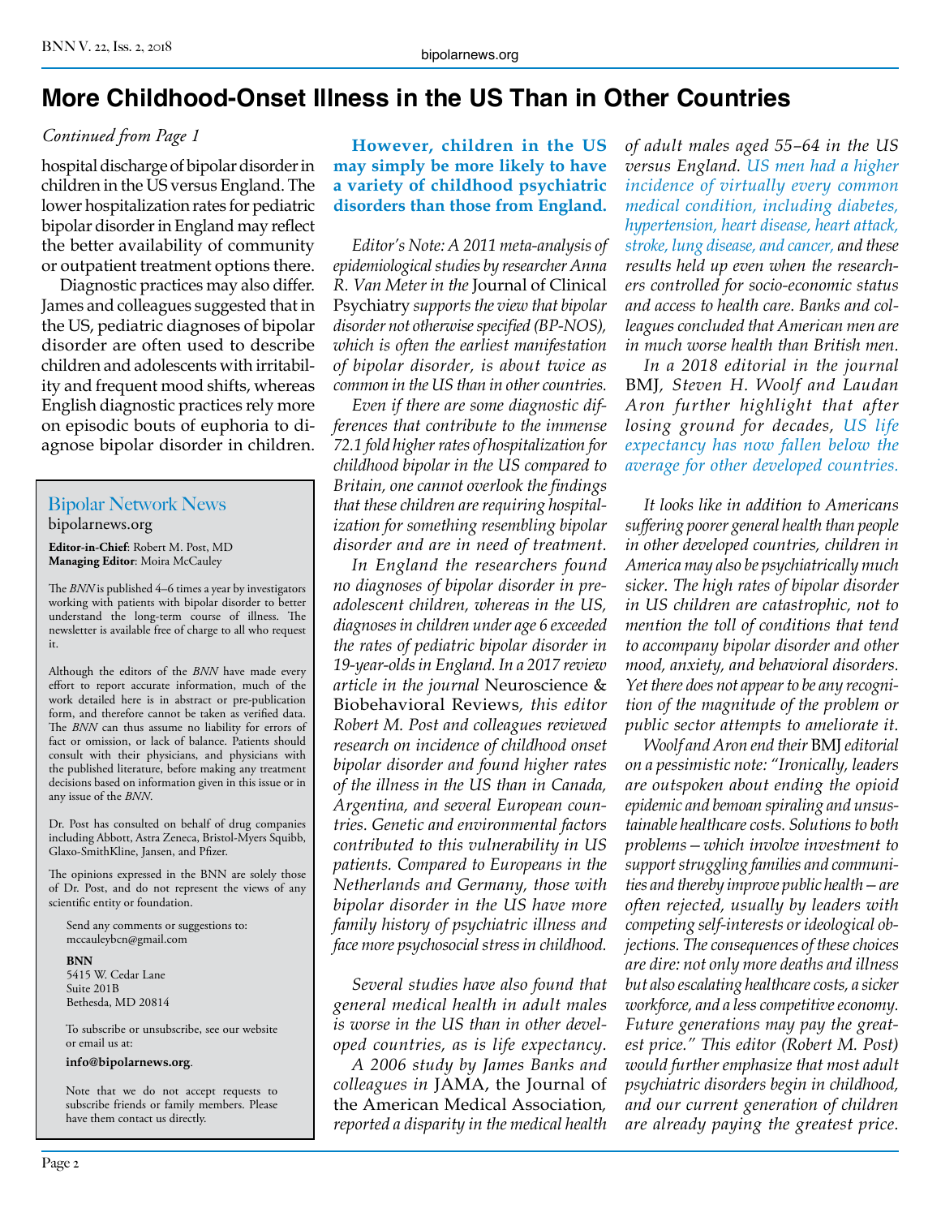# More Childhood-Onset Illness in the US Than in Other Countries

*Continued from Page 1*

hospital discharge of bipolar disorder in children in the US versus England. The lower hospitalization rates for pediatric bipolar disorder in England may reflect the better availability of community or outpatient treatment options there.

Diagnostic practices may also differ. James and colleagues suggested that in the US, pediatric diagnoses of bipolar disorder are often used to describe children and adolescents with irritability and frequent mood shifts, whereas English diagnostic practices rely more on episodic bouts of euphoria to diagnose bipolar disorder in children.

**However, children in the US may simply be more likely to have a variety of childhood psychiatric disorders than those from England.**

*Editor's Note: A 2011 meta-analysis of epidemiological studies by researcher Anna R. Van Meter in the* Journal of Clinical Psychiatry *supports the view that bipolar disorder not otherwise specified (BP-NOS), which is often the earliest manifestation of bipolar disorder, is about twice as common in the US than in other countries.*

*Even if there are some diagnostic differences that contribute to the immense 72.1 fold higher rates of hospitalization for childhood bipolar in the US compared to Britain, one cannot overlook the findings that these children are requiring hospitalization for something resembling bipolar disorder and are in need of treatment.*

*In England the researchers found no diagnoses of bipolar disorder in preadolescent children, whereas in the US, diagnoses in children under age 6 exceeded the rates of pediatric bipolar disorder in 19-year-olds in England. In a 2017 review article in the journal* Neuroscience & Biobehavioral Reviews*, this editor Robert M. Post and colleagues reviewed research on incidence of childhood onset bipolar disorder and found higher rates of the illness in the US than in Canada, Argentina, and several European countries. Genetic and environmental factors contributed to this vulnerability in US patients. Compared to Europeans in the Netherlands and Germany, those with bipolar disorder in the US have more family history of psychiatric illness and face more psychosocial stress in childhood.*

*Several studies have also found that general medical health in adult males is worse in the US than in other developed countries, as is life expectancy.*

*A 2006 study by James Banks and colleagues in* JAMA, the Journal of the American Medical Association*, reported a disparity in the medical health of adult males aged 55–64 in the US versus England. US men had a higher incidence of virtually every common medical condition, including diabetes, hypertension, heart disease, heart attack, stroke, lung disease, and cancer, and these results held up even when the researchers controlled for socio-economic status and access to health care. Banks and colleagues concluded that American men are in much worse health than British men.*

*In a 2018 editorial in the journal* BMJ*, Steven H. Woolf and Laudan Aron further highlight that after losing ground for decades, US life expectancy has now fallen below the average for other developed countries.*

*It looks like in addition to Americans suffering poorer general health than people in other developed countries, children in America may also be psychiatrically much sicker. The high rates of bipolar disorder in US children are catastrophic, not to mention the toll of conditions that tend to accompany bipolar disorder and other mood, anxiety, and behavioral disorders. Yet there does not appear to be any recognition of the magnitude of the problem or public sector attempts to ameliorate it.*

*Woolf and Aron end their* BMJ *editorial on a pessimistic note: "Ironically, leaders are outspoken about ending the opioid epidemic and bemoan spiraling and unsustainable healthcare costs. Solutions to both problems—which involve investment to support struggling families and communities and thereby improve public health—are often rejected, usually by leaders with competing self-interests or ideological objections. The consequences of these choices are dire: not only more deaths and illness but also escalating healthcare costs, a sicker workforce, and a less competitive economy. Future generations may pay the greatest price." This editor (Robert M. Post) would further emphasize that most adult psychiatric disorders begin in childhood, and our current generation of children are already paying the greatest price.*

---

**Bipolar Network News**
bipolarnews.org

**Editor-in-Chief**: Robert M. Post, MD
**Managing Editor**: Moira McCauley

The *BNN* is published 4–6 times a year by investigators working with patients with bipolar disorder to better understand the long-term course of illness. The newsletter is available free of charge to all who request it.

Although the editors of the *BNN* have made every effort to report accurate information, much of the work detailed here is in abstract or pre-publication form, and therefore cannot be taken as verified data. The *BNN* can thus assume no liability for errors of fact or omission, or lack of balance. Patients should consult with their physicians, and physicians with the published literature, before making any treatment decisions based on information given in this issue or in any issue of the *BNN*.

Dr. Post has consulted on behalf of drug companies including Abbott, Astra Zeneca, Bristol-Myers Squibb, Glaxo-SmithKline, Jansen, and Pfizer.

The opinions expressed in the BNN are solely those of Dr. Post, and do not represent the views of any scientific entity or foundation.

Send any comments or suggestions to:
mccauleybcn@gmail.com

**BNN**
5415 W. Cedar Lane
Suite 201B
Bethesda, MD 20814

To subscribe or unsubscribe, see our website or email us at:

**info@bipolarnews.org**.

Note that we do not accept requests to subscribe friends or family members. Please have them contact us directly.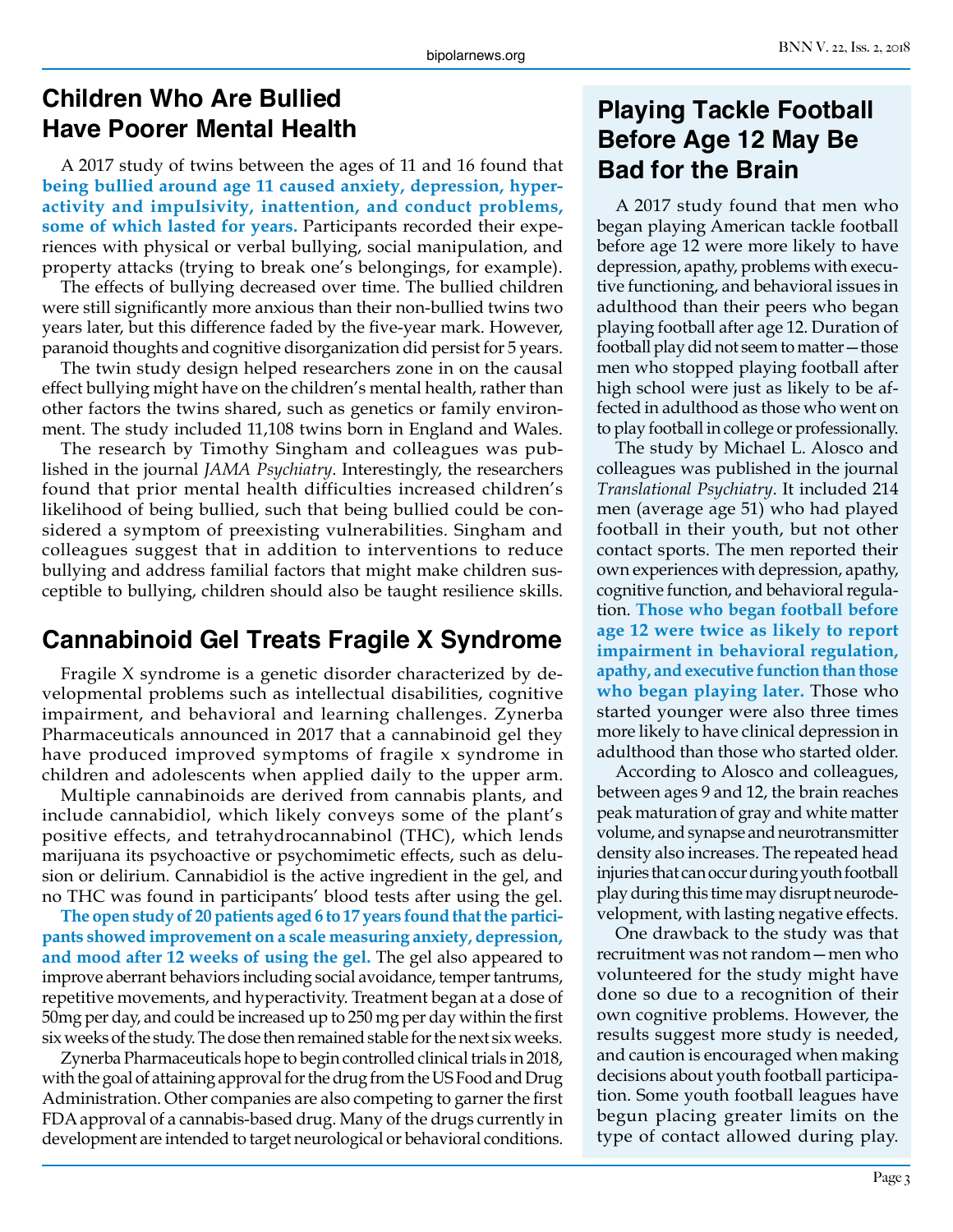## Children Who Are Bullied Have Poorer Mental Health

A 2017 study of twins between the ages of 11 and 16 found that **being bullied around age 11 caused anxiety, depression, hyperactivity and impulsivity, inattention, and conduct problems, some of which lasted for years.** Participants recorded their experiences with physical or verbal bullying, social manipulation, and property attacks (trying to break one's belongings, for example).

The effects of bullying decreased over time. The bullied children were still significantly more anxious than their non-bullied twins two years later, but this difference faded by the five-year mark. However, paranoid thoughts and cognitive disorganization did persist for 5 years.

The twin study design helped researchers zone in on the causal effect bullying might have on the children's mental health, rather than other factors the twins shared, such as genetics or family environment. The study included 11,108 twins born in England and Wales.

The research by Timothy Singham and colleagues was published in the journal *JAMA Psychiatry*. Interestingly, the researchers found that prior mental health difficulties increased children's likelihood of being bullied, such that being bullied could be considered a symptom of preexisting vulnerabilities. Singham and colleagues suggest that in addition to interventions to reduce bullying and address familial factors that might make children susceptible to bullying, children should also be taught resilience skills.

## Cannabinoid Gel Treats Fragile X Syndrome

Fragile X syndrome is a genetic disorder characterized by developmental problems such as intellectual disabilities, cognitive impairment, and behavioral and learning challenges. Zynerba Pharmaceuticals announced in 2017 that a cannabinoid gel they have produced improved symptoms of fragile x syndrome in children and adolescents when applied daily to the upper arm.

Multiple cannabinoids are derived from cannabis plants, and include cannabidiol, which likely conveys some of the plant's positive effects, and tetrahydrocannabinol (THC), which lends marijuana its psychoactive or psychomimetic effects, such as delusion or delirium. Cannabidiol is the active ingredient in the gel, and no THC was found in participants' blood tests after using the gel.

**The open study of 20 patients aged 6 to 17 years found that the participants showed improvement on a scale measuring anxiety, depression, and mood after 12 weeks of using the gel.** The gel also appeared to improve aberrant behaviors including social avoidance, temper tantrums, repetitive movements, and hyperactivity. Treatment began at a dose of 50mg per day, and could be increased up to 250 mg per day within the first six weeks of the study. The dose then remained stable for the next six weeks.

Zynerba Pharmaceuticals hope to begin controlled clinical trials in 2018, with the goal of attaining approval for the drug from the US Food and Drug Administration. Other companies are also competing to garner the first FDA approval of a cannabis-based drug. Many of the drugs currently in development are intended to target neurological or behavioral conditions.

## Playing Tackle Football Before Age 12 May Be Bad for the Brain

A 2017 study found that men who began playing American tackle football before age 12 were more likely to have depression, apathy, problems with executive functioning, and behavioral issues in adulthood than their peers who began playing football after age 12. Duration of football play did not seem to matter—those men who stopped playing football after high school were just as likely to be affected in adulthood as those who went on to play football in college or professionally.

The study by Michael L. Alosco and colleagues was published in the journal *Translational Psychiatry*. It included 214 men (average age 51) who had played football in their youth, but not other contact sports. The men reported their own experiences with depression, apathy, cognitive function, and behavioral regulation. **Those who began football before age 12 were twice as likely to report impairment in behavioral regulation, apathy, and executive function than those who began playing later.** Those who started younger were also three times more likely to have clinical depression in adulthood than those who started older.

According to Alosco and colleagues, between ages 9 and 12, the brain reaches peak maturation of gray and white matter volume, and synapse and neurotransmitter density also increases. The repeated head injuries that can occur during youth football play during this time may disrupt neurodevelopment, with lasting negative effects.

One drawback to the study was that recruitment was not random—men who volunteered for the study might have done so due to a recognition of their own cognitive problems. However, the results suggest more study is needed, and caution is encouraged when making decisions about youth football participation. Some youth football leagues have begun placing greater limits on the type of contact allowed during play.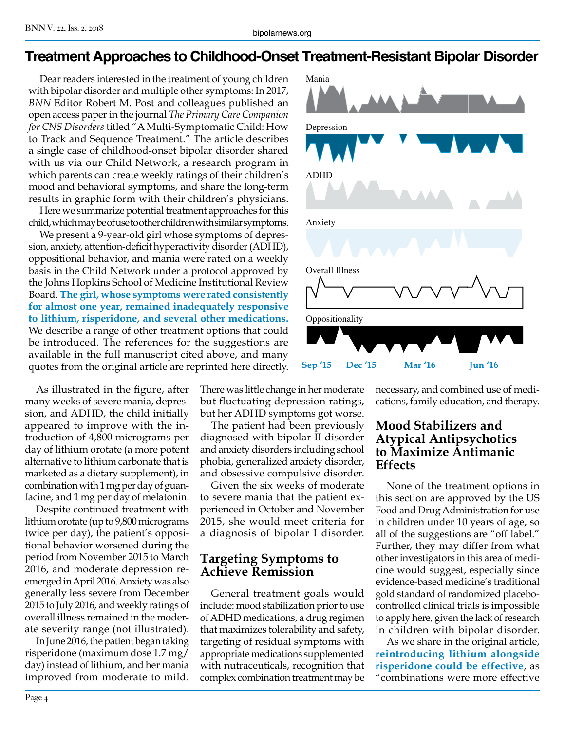# Treatment Approaches to Childhood-Onset Treatment-Resistant Bipolar Disorder

Dear readers interested in the treatment of young children with bipolar disorder and multiple other symptoms: In 2017, *BNN* Editor Robert M. Post and colleagues published an open access paper in the journal *The Primary Care Companion for CNS Disorders* titled "A Multi-Symptomatic Child: How to Track and Sequence Treatment." The article describes a single case of childhood-onset bipolar disorder shared with us via our Child Network, a research program in which parents can create weekly ratings of their children's mood and behavioral symptoms, and share the long-term results in graphic form with their children's physicians.

Here we summarize potential treatment approaches for this child, which may be of use to other children with similar symptoms.

We present a 9-year-old girl whose symptoms of depression, anxiety, attention-deficit hyperactivity disorder (ADHD), oppositional behavior, and mania were rated on a weekly basis in the Child Network under a protocol approved by the Johns Hopkins School of Medicine Institutional Review Board. **The girl, whose symptoms were rated consistently for almost one year, remained inadequately responsive to lithium, risperidone, and several other medications.** We describe a range of other treatment options that could be introduced. The references for the suggestions are available in the full manuscript cited above, and many quotes from the original article are reprinted here directly.

Mania

Depression

ADHD

Anxiety

Overall Illness

Oppositionality

Sep '15 Dec '15 Mar '16 Jun '16

As illustrated in the figure, after many weeks of severe mania, depression, and ADHD, the child initially appeared to improve with the introduction of 4,800 micrograms per day of lithium orotate (a more potent alternative to lithium carbonate that is marketed as a dietary supplement), in combination with 1 mg per day of guanfacine, and 1 mg per day of melatonin.

Despite continued treatment with lithium orotate (up to 9,800 micrograms twice per day), the patient's oppositional behavior worsened during the period from November 2015 to March 2016, and moderate depression re-emerged in April 2016. Anxiety was also generally less severe from December 2015 to July 2016, and weekly ratings of overall illness remained in the moderate severity range (not illustrated).

In June 2016, the patient began taking risperidone (maximum dose 1.7 mg/day) instead of lithium, and her mania improved from moderate to mild. There was little change in her moderate but fluctuating depression ratings, but her ADHD symptoms got worse.

The patient had been previously diagnosed with bipolar II disorder and anxiety disorders including school phobia, generalized anxiety disorder, and obsessive compulsive disorder.

Given the six weeks of moderate to severe mania that the patient experienced in October and November 2015, she would meet criteria for a diagnosis of bipolar I disorder.

## Targeting Symptoms to Achieve Remission

General treatment goals would include: mood stabilization prior to use of ADHD medications, a drug regimen that maximizes tolerability and safety, targeting of residual symptoms with appropriate medications supplemented with nutraceuticals, recognition that complex combination treatment may be necessary, and combined use of medications, family education, and therapy.

## Mood Stabilizers and Atypical Antipsychotics to Maximize Antimanic Effects

None of the treatment options in this section are approved by the US Food and Drug Administration for use in children under 10 years of age, so all of the suggestions are "off label." Further, they may differ from what other investigators in this area of medicine would suggest, especially since evidence-based medicine's traditional gold standard of randomized placebo-controlled clinical trials is impossible to apply here, given the lack of research in children with bipolar disorder.

As we share in the original article, **reintroducing lithium alongside risperidone could be effective**, as "combinations were more effective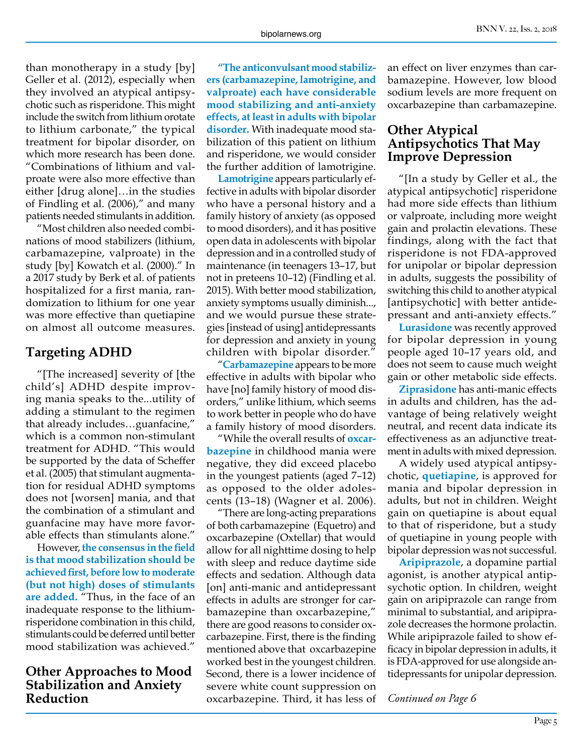than monotherapy in a study [by] Geller et al. (2012), especially when they involved an atypical antipsychotic such as risperidone. This might include the switch from lithium orotate to lithium carbonate," the typical treatment for bipolar disorder, on which more research has been done. "Combinations of lithium and valproate were also more effective than either [drug alone]…in the studies of Findling et al. (2006)," and many patients needed stimulants in addition.

"Most children also needed combinations of mood stabilizers (lithium, carbamazepine, valproate) in the study [by] Kowatch et al. (2000)." In a 2017 study by Berk et al. of patients hospitalized for a first mania, randomization to lithium for one year was more effective than quetiapine on almost all outcome measures.

## Targeting ADHD

"[The increased] severity of [the child's] ADHD despite improving mania speaks to the...utility of adding a stimulant to the regimen that already includes…guanfacine," which is a common non-stimulant treatment for ADHD. "This would be supported by the data of Scheffer et al. (2005) that stimulant augmentation for residual ADHD symptoms does not [worsen] mania, and that the combination of a stimulant and guanfacine may have more favorable effects than stimulants alone."

However, **the consensus in the field is that mood stabilization should be achieved first, before low to moderate (but not high) doses of stimulants are added.** "Thus, in the face of an inadequate response to the lithium-risperidone combination in this child, stimulants could be deferred until better mood stabilization was achieved."

## Other Approaches to Mood Stabilization and Anxiety Reduction

**"The anticonvulsant mood stabilizers (carbamazepine, lamotrigine, and valproate) each have considerable mood stabilizing and anti-anxiety effects, at least in adults with bipolar disorder.** With inadequate mood stabilization of this patient on lithium and risperidone, we would consider the further addition of lamotrigine.

**Lamotrigine** appears particularly effective in adults with bipolar disorder who have a personal history and a family history of anxiety (as opposed to mood disorders), and it has positive open data in adolescents with bipolar depression and in a controlled study of maintenance (in teenagers 13–17, but not in preteens 10–12) (Findling et al. 2015). With better mood stabilization, anxiety symptoms usually diminish..., and we would pursue these strategies [instead of using] antidepressants for depression and anxiety in young children with bipolar disorder."

"**Carbamazepine** appears to be more effective in adults with bipolar who have [no] family history of mood disorders," unlike lithium, which seems to work better in people who do have a family history of mood disorders.

"While the overall results of **oxcarbazepine** in childhood mania were negative, they did exceed placebo in the youngest patients (aged 7–12) as opposed to the older adolescents (13–18) (Wagner et al. 2006).

"There are long-acting preparations of both carbamazepine (Equetro) and oxcarbazepine (Oxtellar) that would allow for all nighttime dosing to help with sleep and reduce daytime side effects and sedation. Although data [on] anti-manic and antidepressant effects in adults are stronger for carbamazepine than oxcarbazepine," there are good reasons to consider oxcarbazepine. First, there is the finding mentioned above that oxcarbazepine worked best in the youngest children. Second, there is a lower incidence of severe white count suppression on oxcarbazepine. Third, it has less of an effect on liver enzymes than carbamazepine. However, low blood sodium levels are more frequent on oxcarbazepine than carbamazepine.

## Other Atypical Antipsychotics That May Improve Depression

"[In a study by Geller et al., the atypical antipsychotic] risperidone had more side effects than lithium or valproate, including more weight gain and prolactin elevations. These findings, along with the fact that risperidone is not FDA-approved for unipolar or bipolar depression in adults, suggests the possibility of switching this child to another atypical [antipsychotic] with better antidepressant and anti-anxiety effects."

**Lurasidone** was recently approved for bipolar depression in young people aged 10–17 years old, and does not seem to cause much weight gain or other metabolic side effects.

**Ziprasidone** has anti-manic effects in adults and children, has the advantage of being relatively weight neutral, and recent data indicate its effectiveness as an adjunctive treatment in adults with mixed depression.

A widely used atypical antipsychotic, **quetiapine**, is approved for mania and bipolar depression in adults, but not in children. Weight gain on quetiapine is about equal to that of risperidone, but a study of quetiapine in young people with bipolar depression was not successful.

**Aripiprazole**, a dopamine partial agonist, is another atypical antipsychotic option. In children, weight gain on aripiprazole can range from minimal to substantial, and aripiprazole decreases the hormone prolactin. While aripiprazole failed to show efficacy in bipolar depression in adults, it is FDA-approved for use alongside antidepressants for unipolar depression.

*Continued on Page 6*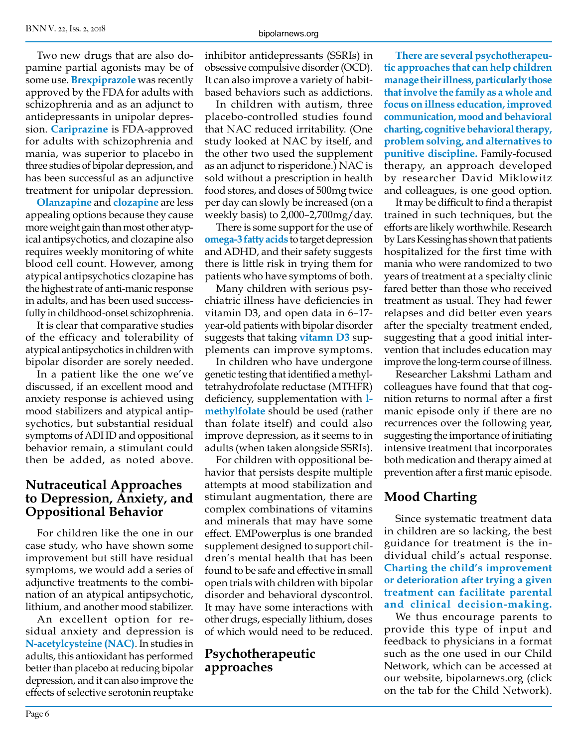Two new drugs that are also dopamine partial agonists may be of some use. **Brexpiprazole** was recently approved by the FDA for adults with schizophrenia and as an adjunct to antidepressants in unipolar depression. **Cariprazine** is FDA-approved for adults with schizophrenia and mania, was superior to placebo in three studies of bipolar depression, and has been successful as an adjunctive treatment for unipolar depression.

**Olanzapine** and **clozapine** are less appealing options because they cause more weight gain than most other atypical antipsychotics, and clozapine also requires weekly monitoring of white blood cell count. However, among atypical antipsychotics clozapine has the highest rate of anti-manic response in adults, and has been used successfully in childhood-onset schizophrenia.

It is clear that comparative studies of the efficacy and tolerability of atypical antipsychotics in children with bipolar disorder are sorely needed.

In a patient like the one we've discussed, if an excellent mood and anxiety response is achieved using mood stabilizers and atypical antipsychotics, but substantial residual symptoms of ADHD and oppositional behavior remain, a stimulant could then be added, as noted above.

## Nutraceutical Approaches to Depression, Anxiety, and Oppositional Behavior

For children like the one in our case study, who have shown some improvement but still have residual symptoms, we would add a series of adjunctive treatments to the combination of an atypical antipsychotic, lithium, and another mood stabilizer.

An excellent option for residual anxiety and depression is **N-acetylcysteine (NAC)**. In studies in adults, this antioxidant has performed better than placebo at reducing bipolar depression, and it can also improve the effects of selective serotonin reuptake inhibitor antidepressants (SSRIs) in obsessive compulsive disorder (OCD). It can also improve a variety of habit-based behaviors such as addictions.

In children with autism, three placebo-controlled studies found that NAC reduced irritability. (One study looked at NAC by itself, and the other two used the supplement as an adjunct to risperidone.) NAC is sold without a prescription in health food stores, and doses of 500mg twice per day can slowly be increased (on a weekly basis) to 2,000–2,700mg/day.

There is some support for the use of **omega-3 fatty acids** to target depression and ADHD, and their safety suggests there is little risk in trying them for patients who have symptoms of both.

Many children with serious psychiatric illness have deficiencies in vitamin D3, and open data in 6–17-year-old patients with bipolar disorder suggests that taking **vitamn D3** supplements can improve symptoms.

In children who have undergone genetic testing that identified a methyltetrahydrofolate reductase (MTHFR) deficiency, supplementation with **l-methylfolate** should be used (rather than folate itself) and could also improve depression, as it seems to in adults (when taken alongside SSRIs).

For children with oppositional behavior that persists despite multiple attempts at mood stabilization and stimulant augmentation, there are complex combinations of vitamins and minerals that may have some effect. EMPowerplus is one branded supplement designed to support children's mental health that has been found to be safe and effective in small open trials with children with bipolar disorder and behavioral dyscontrol. It may have some interactions with other drugs, especially lithium, doses of which would need to be reduced.

## Psychotherapeutic approaches

**There are several psychotherapeutic approaches that can help children manage their illness, particularly those that involve the family as a whole and focus on illness education, improved communication, mood and behavioral charting, cognitive behavioral therapy, problem solving, and alternatives to punitive discipline.** Family-focused therapy, an approach developed by researcher David Miklowitz and colleagues, is one good option.

It may be difficult to find a therapist trained in such techniques, but the efforts are likely worthwhile. Research by Lars Kessing has shown that patients hospitalized for the first time with mania who were randomized to two years of treatment at a specialty clinic fared better than those who received treatment as usual. They had fewer relapses and did better even years after the specialty treatment ended, suggesting that a good initial intervention that includes education may improve the long-term course of illness.

Researcher Lakshmi Latham and colleagues have found that that cognition returns to normal after a first manic episode only if there are no recurrences over the following year, suggesting the importance of initiating intensive treatment that incorporates both medication and therapy aimed at prevention after a first manic episode.

## Mood Charting

Since systematic treatment data in children are so lacking, the best guidance for treatment is the individual child's actual response. **Charting the child's improvement or deterioration after trying a given treatment can facilitate parental and clinical decision-making.**

We thus encourage parents to provide this type of input and feedback to physicians in a format such as the one used in our Child Network, which can be accessed at our website, bipolarnews.org (click on the tab for the Child Network).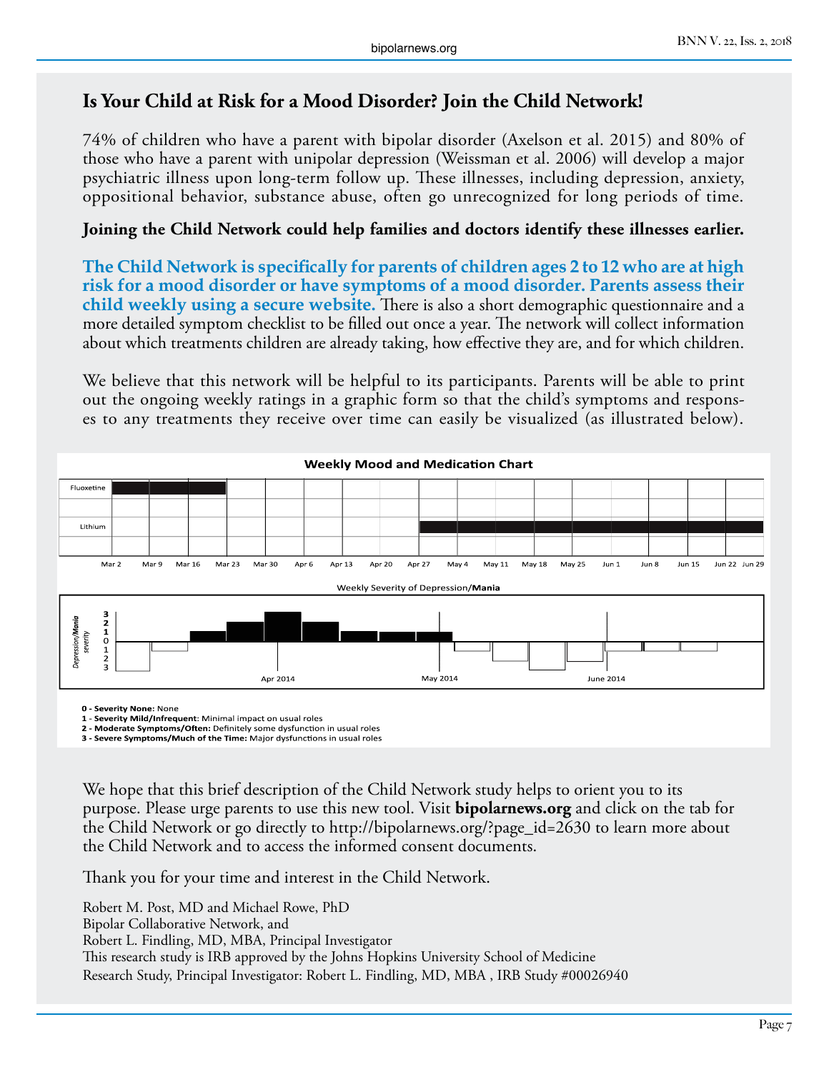## Is Your Child at Risk for a Mood Disorder? Join the Child Network!

74% of children who have a parent with bipolar disorder (Axelson et al. 2015) and 80% of those who have a parent with unipolar depression (Weissman et al. 2006) will develop a major psychiatric illness upon long-term follow up. These illnesses, including depression, anxiety, oppositional behavior, substance abuse, often go unrecognized for long periods of time.

**Joining the Child Network could help families and doctors identify these illnesses earlier.**

**The Child Network is specifically for parents of children ages 2 to 12 who are at high risk for a mood disorder or have symptoms of a mood disorder. Parents assess their child weekly using a secure website.** There is also a short demographic questionnaire and a more detailed symptom checklist to be filled out once a year. The network will collect information about which treatments children are already taking, how effective they are, and for which children.

We believe that this network will be helpful to its participants. Parents will be able to print out the ongoing weekly ratings in a graphic form so that the child's symptoms and responses to any treatments they receive over time can easily be visualized (as illustrated below).

**Weekly Mood and Medication Chart**

Fluoxetine | Lithium

Mar 2 | Mar 9 | Mar 16 | Mar 23 | Mar 30 | Apr 6 | Apr 13 | Apr 20 | Apr 27 | May 4 | May 11 | May 18 | May 25 | Jun 1 | Jun 8 | Jun 15 | Jun 22 | Jun 29

Weekly Severity of Depression/**Mania**

*Depression/**Mania** severity*: 3, 2, 1, 0, 1, 2, 3

Apr 2014 | May 2014 | June 2014

**0 - Severity None:** None
**1 - Severity Mild/Infrequent**: Minimal impact on usual roles
**2 - Moderate Symptoms/Often:** Definitely some dysfunction in usual roles
**3 - Severe Symptoms/Much of the Time:** Major dysfunctions in usual roles

We hope that this brief description of the Child Network study helps to orient you to its purpose. Please urge parents to use this new tool. Visit **bipolarnews.org** and click on the tab for the Child Network or go directly to http://bipolarnews.org/?page_id=2630 to learn more about the Child Network and to access the informed consent documents.

Thank you for your time and interest in the Child Network.

Robert M. Post, MD and Michael Rowe, PhD
Bipolar Collaborative Network, and
Robert L. Findling, MD, MBA, Principal Investigator
This research study is IRB approved by the Johns Hopkins University School of Medicine
Research Study, Principal Investigator: Robert L. Findling, MD, MBA , IRB Study #00026940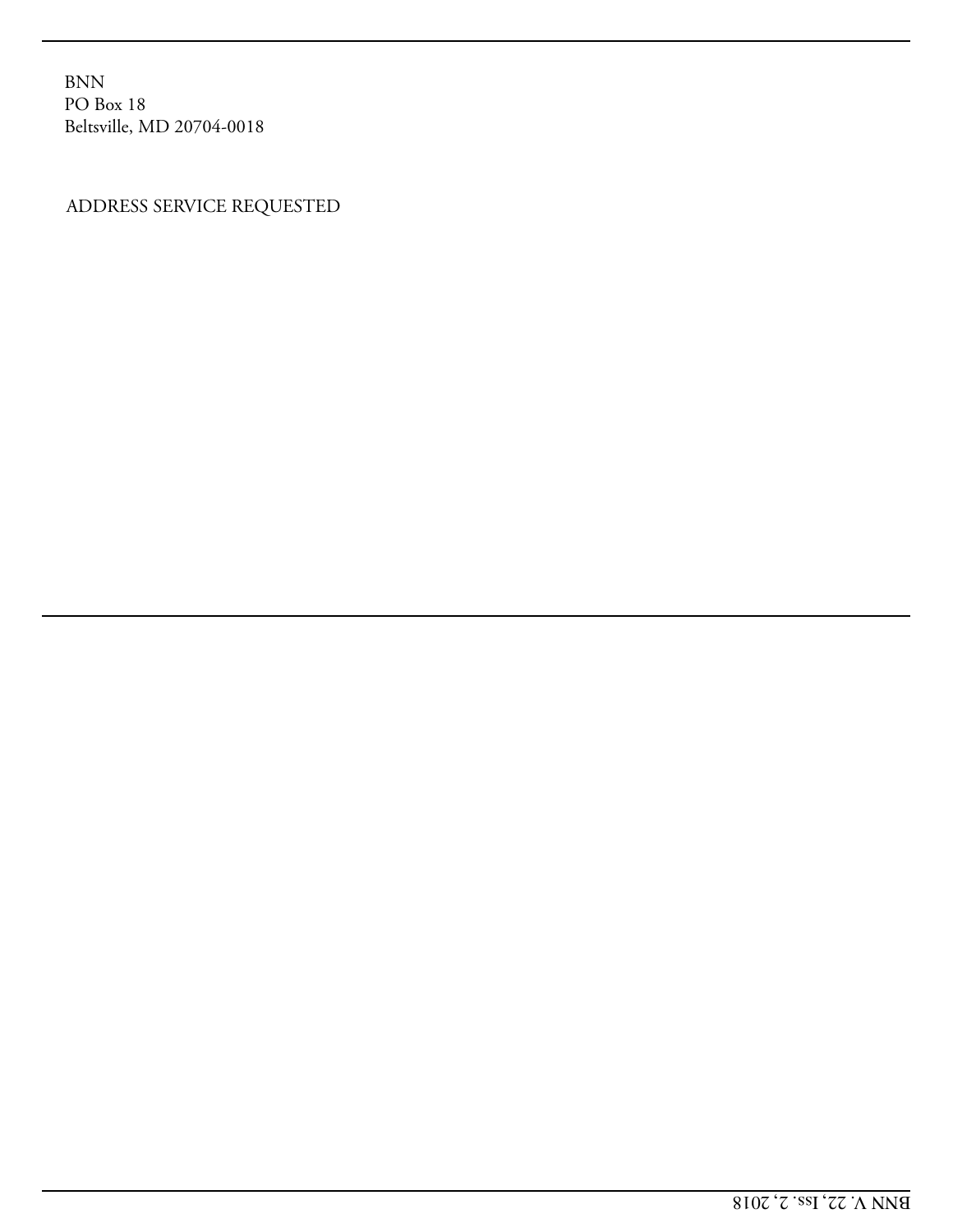BNN
PO Box 18
Beltsville, MD 20704-0018

ADDRESS SERVICE REQUESTED